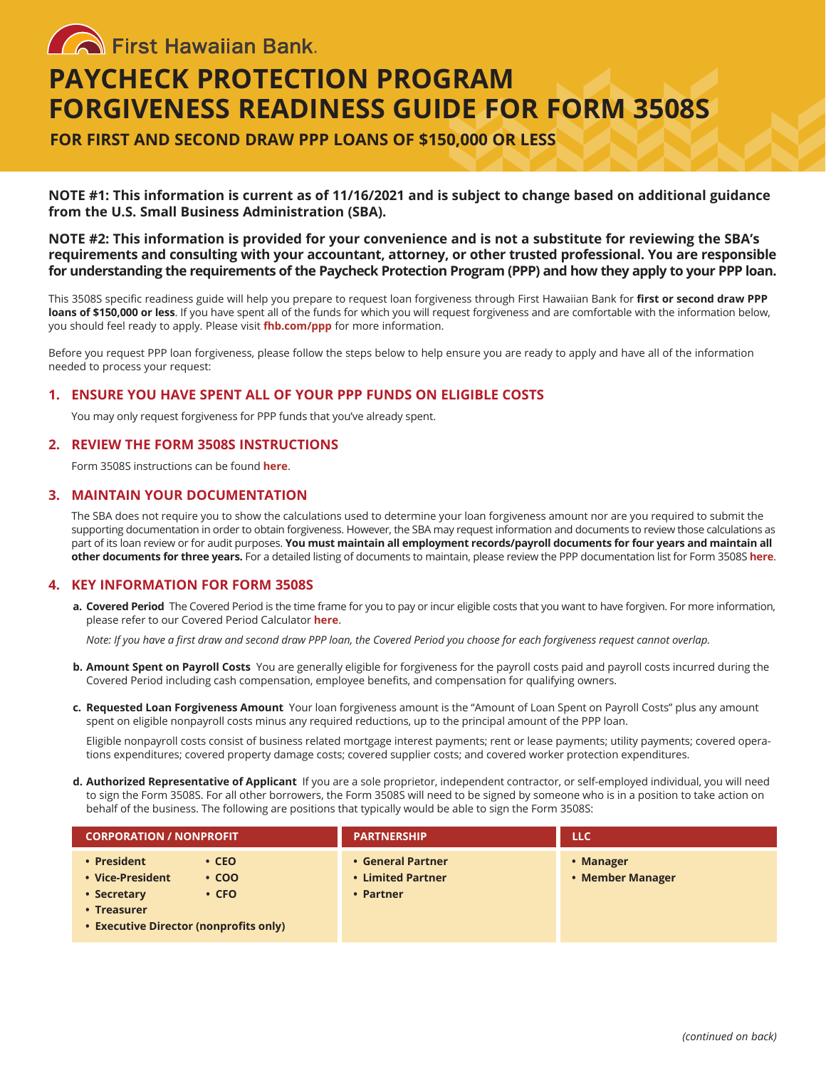First Hawaiian Bank.

# PAYCHECK PROTECTION PROGRAM FORGIVENESS READINESS GUIDE FOR FORM 3508S

## FOR FIRST AND SECOND DRAW PPP LOANS OF $150,000 OR LESS

**NOTE #1: This information is current as of 11/16/2021 and is subject to change based on additional guidance from the U.S. Small Business Administration (SBA).**

**NOTE #2: This information is provided for your convenience and is not a substitute for reviewing the SBA's requirements and consulting with your accountant, attorney, or other trusted professional. You are responsible for understanding the requirements of the Paycheck Protection Program (PPP) and how they apply to your PPP loan.**

This 3508S specific readiness guide will help you prepare to request loan forgiveness through First Hawaiian Bank for **first or second draw PPP loans of $150,000 or less**. If you have spent all of the funds for which you will request forgiveness and are comfortable with the information below, you should feel ready to apply. Please visit **fhb.com/ppp** for more information.

Before you request PPP loan forgiveness, please follow the steps below to help ensure you are ready to apply and have all of the information needed to process your request:

### 1. ENSURE YOU HAVE SPENT ALL OF YOUR PPP FUNDS ON ELIGIBLE COSTS

You may only request forgiveness for PPP funds that you've already spent.

### 2. REVIEW THE FORM 3508S INSTRUCTIONS

Form 3508S instructions can be found **here**.

### 3. MAINTAIN YOUR DOCUMENTATION

The SBA does not require you to show the calculations used to determine your loan forgiveness amount nor are you required to submit the supporting documentation in order to obtain forgiveness. However, the SBA may request information and documents to review those calculations as part of its loan review or for audit purposes. **You must maintain all employment records/payroll documents for four years and maintain all other documents for three years.** For a detailed listing of documents to maintain, please review the PPP documentation list for Form 3508S **here**.

### 4. KEY INFORMATION FOR FORM 3508S

**a. Covered Period** The Covered Period is the time frame for you to pay or incur eligible costs that you want to have forgiven. For more information, please refer to our Covered Period Calculator **here**.

*Note: If you have a first draw and second draw PPP loan, the Covered Period you choose for each forgiveness request cannot overlap.*

**b. Amount Spent on Payroll Costs** You are generally eligible for forgiveness for the payroll costs paid and payroll costs incurred during the Covered Period including cash compensation, employee benefits, and compensation for qualifying owners.

**c. Requested Loan Forgiveness Amount** Your loan forgiveness amount is the "Amount of Loan Spent on Payroll Costs" plus any amount spent on eligible nonpayroll costs minus any required reductions, up to the principal amount of the PPP loan.

Eligible nonpayroll costs consist of business related mortgage interest payments; rent or lease payments; utility payments; covered operations expenditures; covered property damage costs; covered supplier costs; and covered worker protection expenditures.

**d. Authorized Representative of Applicant** If you are a sole proprietor, independent contractor, or self-employed individual, you will need to sign the Form 3508S. For all other borrowers, the Form 3508S will need to be signed by someone who is in a position to take action on behalf of the business. The following are positions that typically would be able to sign the Form 3508S:

| CORPORATION / NONPROFIT | PARTNERSHIP | LLC |
|---|---|---|
| • President<br>• Vice-President<br>• Secretary<br>• Treasurer<br>• CEO<br>• COO<br>• CFO<br>• Executive Director (nonprofits only) | • General Partner<br>• Limited Partner<br>• Partner | • Manager<br>• Member Manager |

*(continued on back)*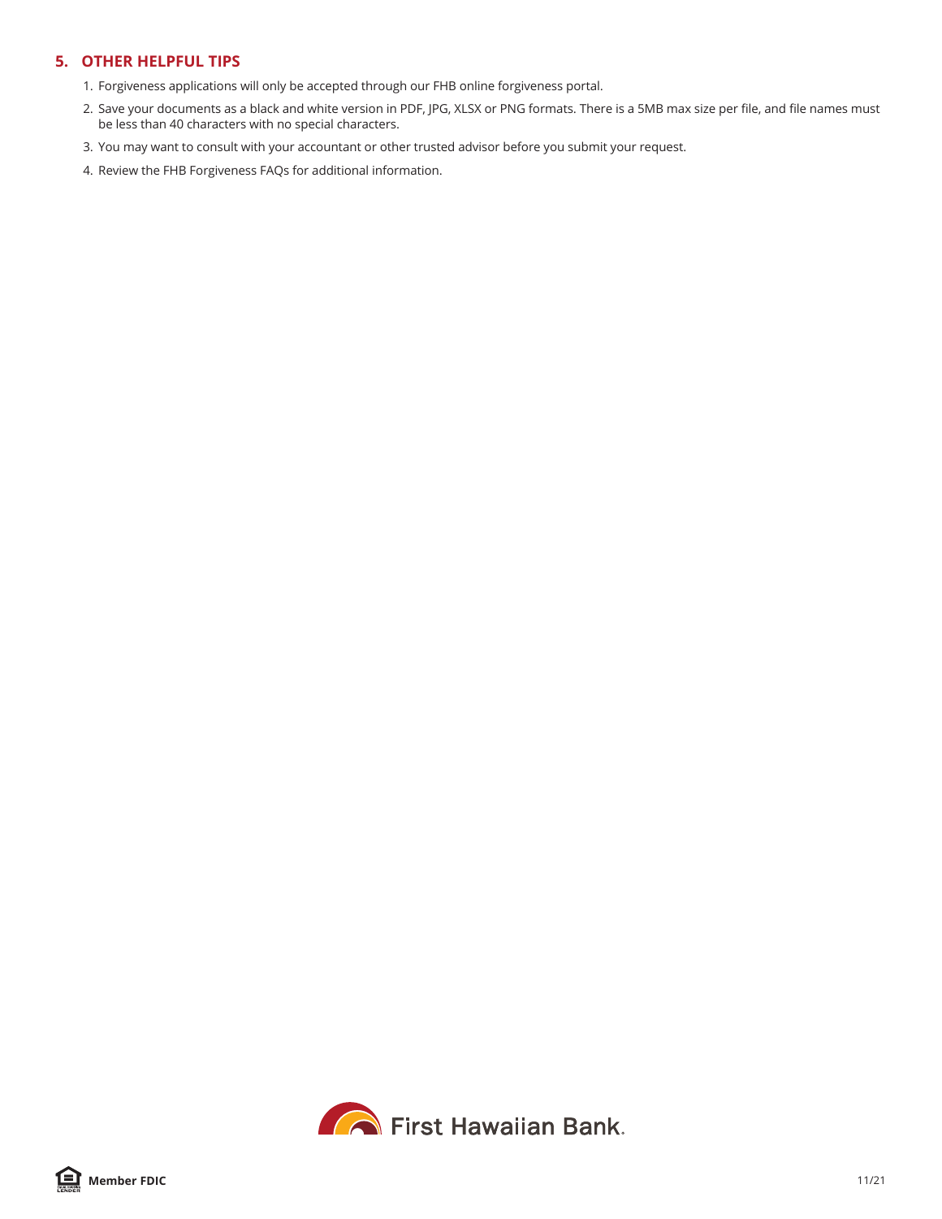## 5. OTHER HELPFUL TIPS

1. Forgiveness applications will only be accepted through our FHB online forgiveness portal.
2. Save your documents as a black and white version in PDF, JPG, XLSX or PNG formats. There is a 5MB max size per file, and file names must be less than 40 characters with no special characters.
3. You may want to consult with your accountant or other trusted advisor before you submit your request.
4. Review the FHB Forgiveness FAQs for additional information.

First Hawaiian Bank.

Member FDIC

11/21